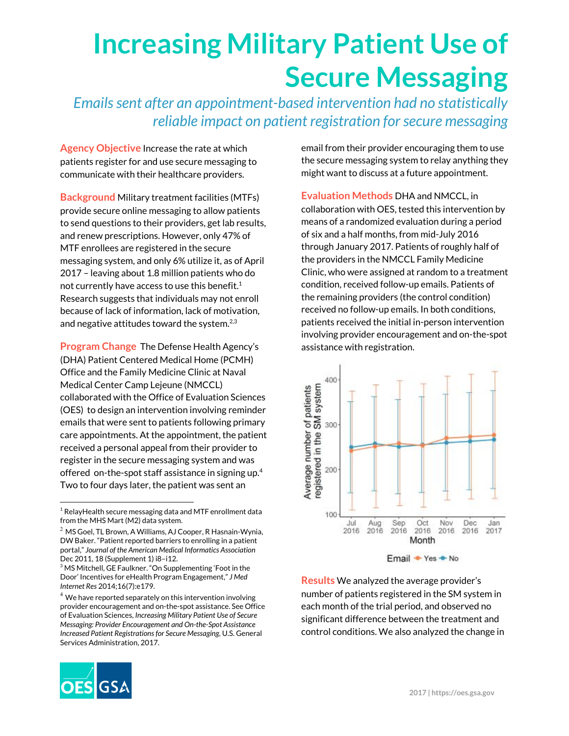# Increasing Military Patient Use of Secure Messaging

*Emails sent after an appointment-based intervention had no statistically reliable impact on patient registration for secure messaging*

**Agency Objective** Increase the rate at which patients register for and use secure messaging to communicate with their healthcare providers.

**Background** Military treatment facilities (MTFs) provide secure online messaging to allow patients to send questions to their providers, get lab results, and renew prescriptions. However, only 47% of MTF enrollees are registered in the secure messaging system, and only 6% utilize it, as of April 2017 – leaving about 1.8 million patients who do not currently have access to use this benefit.[1] Research suggests that individuals may not enroll because of lack of information, lack of motivation, and negative attitudes toward the system.[2,3]

**Program Change** The Defense Health Agency's (DHA) Patient Centered Medical Home (PCMH) Office and the Family Medicine Clinic at Naval Medical Center Camp Lejeune (NMCCL) collaborated with the Office of Evaluation Sciences (OES) to design an intervention involving reminder emails that were sent to patients following primary care appointments. At the appointment, the patient received a personal appeal from their provider to register in the secure messaging system and was offered on-the-spot staff assistance in signing up.[4] Two to four days later, the patient was sent an email from their provider encouraging them to use the secure messaging system to relay anything they might want to discuss at a future appointment.

**Evaluation Methods** DHA and NMCCL, in collaboration with OES, tested this intervention by means of a randomized evaluation during a period of six and a half months, from mid-July 2016 through January 2017. Patients of roughly half of the providers in the NMCCL Family Medicine Clinic, who were assigned at random to a treatment condition, received follow-up emails. Patients of the remaining providers (the control condition) received no follow-up emails. In both conditions, patients received the initial in-person intervention involving provider encouragement and on-the-spot assistance with registration.

**Results** We analyzed the average provider's number of patients registered in the SM system in each month of the trial period, and observed no significant difference between the treatment and control conditions. We also analyzed the change in

---

[1] RelayHealth secure messaging data and MTF enrollment data from the MHS Mart (M2) data system.

[2] MS Goel, TL Brown, A Williams, AJ Cooper, R Hasnain-Wynia, DW Baker. "Patient reported barriers to enrolling in a patient portal," *Journal of the American Medical Informatics Association* Dec 2011, 18 (Supplement 1) i8–i12.

[3] MS Mitchell, GE Faulkner. "On Supplementing 'Foot in the Door' Incentives for eHealth Program Engagement," *J Med Internet Res* 2014;16(7):e179.

[4] We have reported separately on this intervention involving provider encouragement and on-the-spot assistance. See Office of Evaluation Sciences, *Increasing Military Patient Use of Secure Messaging: Provider Encouragement and On-the-Spot Assistance Increased Patient Registrations for Secure Messaging*, U.S. General Services Administration, 2017.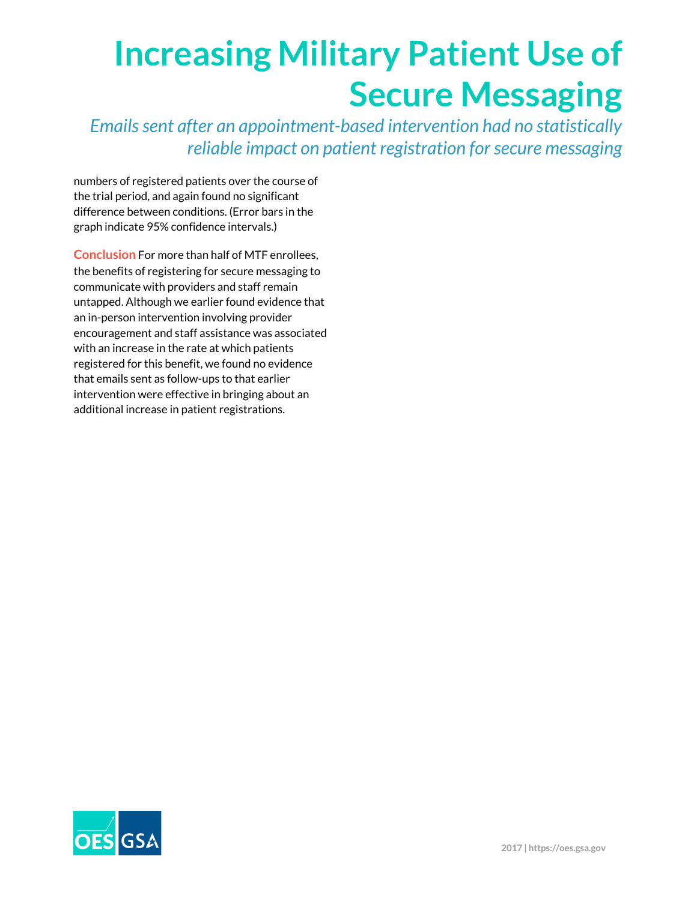# Increasing Military Patient Use of Secure Messaging

*Emails sent after an appointment-based intervention had no statistically reliable impact on patient registration for secure messaging*

numbers of registered patients over the course of the trial period, and again found no significant difference between conditions. (Error bars in the graph indicate 95% confidence intervals.)

**Conclusion** For more than half of MTF enrollees, the benefits of registering for secure messaging to communicate with providers and staff remain untapped. Although we earlier found evidence that an in-person intervention involving provider encouragement and staff assistance was associated with an increase in the rate at which patients registered for this benefit, we found no evidence that emails sent as follow-ups to that earlier intervention were effective in bringing about an additional increase in patient registrations.